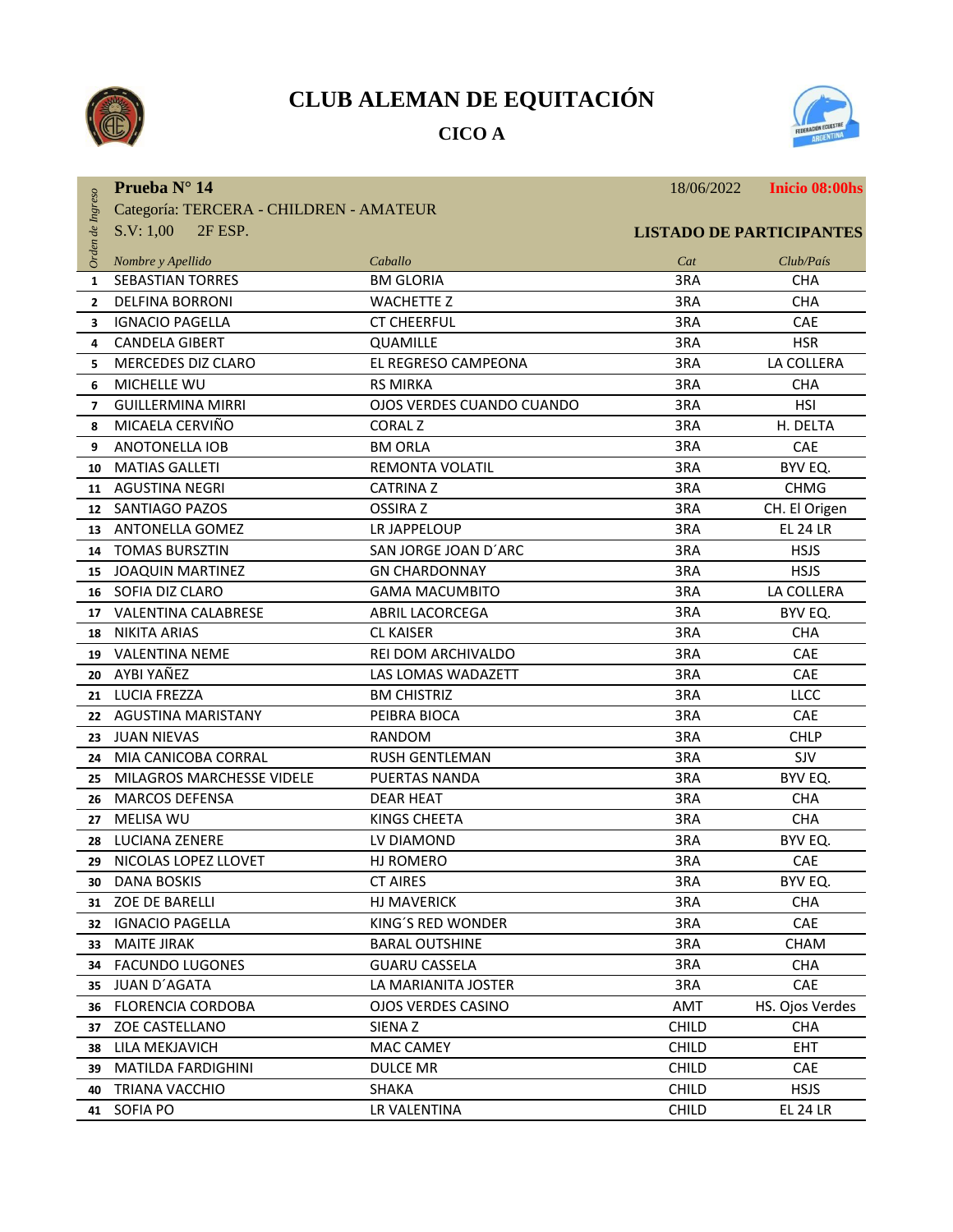# CLUB ALEMAN DE EQUITACIÓN

## CICO A

**Prueba N° 14** — 18/06/2022 — **Inicio 08:00hs**

Categoría: TERCERA - CHILDREN - AMATEUR

S.V: 1,00 2F ESP.

**LISTADO DE PARTICIPANTES**

| *Orden de Ingreso* | *Nombre y Apellido* | *Caballo* | *Cat* | *Club/País* |
|---|---|---|---|---|
| 1 | SEBASTIAN TORRES | BM GLORIA | 3RA | CHA |
| 2 | DELFINA BORRONI | WACHETTE Z | 3RA | CHA |
| 3 | IGNACIO PAGELLA | CT CHEERFUL | 3RA | CAE |
| 4 | CANDELA GIBERT | QUAMILLE | 3RA | HSR |
| 5 | MERCEDES DIZ CLARO | EL REGRESO CAMPEONA | 3RA | LA COLLERA |
| 6 | MICHELLE WU | RS MIRKA | 3RA | CHA |
| 7 | GUILLERMINA MIRRI | OJOS VERDES CUANDO CUANDO | 3RA | HSI |
| 8 | MICAELA CERVIÑO | CORAL Z | 3RA | H. DELTA |
| 9 | ANOTONELLA IOB | BM ORLA | 3RA | CAE |
| 10 | MATIAS GALLETI | REMONTA VOLATIL | 3RA | BYV EQ. |
| 11 | AGUSTINA NEGRI | CATRINA Z | 3RA | CHMG |
| 12 | SANTIAGO PAZOS | OSSIRA Z | 3RA | CH. El Origen |
| 13 | ANTONELLA GOMEZ | LR JAPPELOUP | 3RA | EL 24 LR |
| 14 | TOMAS BURSZTIN | SAN JORGE JOAN D´ARC | 3RA | HSJS |
| 15 | JOAQUIN MARTINEZ | GN CHARDONNAY | 3RA | HSJS |
| 16 | SOFIA DIZ CLARO | GAMA MACUMBITO | 3RA | LA COLLERA |
| 17 | VALENTINA CALABRESE | ABRIL LACORCEGA | 3RA | BYV EQ. |
| 18 | NIKITA ARIAS | CL KAISER | 3RA | CHA |
| 19 | VALENTINA NEME | REI DOM ARCHIVALDO | 3RA | CAE |
| 20 | AYBI YAÑEZ | LAS LOMAS WADAZETT | 3RA | CAE |
| 21 | LUCIA FREZZA | BM CHISTRIZ | 3RA | LLCC |
| 22 | AGUSTINA MARISTANY | PEIBRA BIOCA | 3RA | CAE |
| 23 | JUAN NIEVAS | RANDOM | 3RA | CHLP |
| 24 | MIA CANICOBA CORRAL | RUSH GENTLEMAN | 3RA | SJV |
| 25 | MILAGROS MARCHESSE VIDELE | PUERTAS NANDA | 3RA | BYV EQ. |
| 26 | MARCOS DEFENSA | DEAR HEAT | 3RA | CHA |
| 27 | MELISA WU | KINGS CHEETA | 3RA | CHA |
| 28 | LUCIANA ZENERE | LV DIAMOND | 3RA | BYV EQ. |
| 29 | NICOLAS LOPEZ LLOVET | HJ ROMERO | 3RA | CAE |
| 30 | DANA BOSKIS | CT AIRES | 3RA | BYV EQ. |
| 31 | ZOE DE BARELLI | HJ MAVERICK | 3RA | CHA |
| 32 | IGNACIO PAGELLA | KING´S RED WONDER | 3RA | CAE |
| 33 | MAITE JIRAK | BARAL OUTSHINE | 3RA | CHAM |
| 34 | FACUNDO LUGONES | GUARU CASSELA | 3RA | CHA |
| 35 | JUAN D´AGATA | LA MARIANITA JOSTER | 3RA | CAE |
| 36 | FLORENCIA CORDOBA | OJOS VERDES CASINO | AMT | HS. Ojos Verdes |
| 37 | ZOE CASTELLANO | SIENA Z | CHILD | CHA |
| 38 | LILA MEKJAVICH | MAC CAMEY | CHILD | EHT |
| 39 | MATILDA FARDIGHINI | DULCE MR | CHILD | CAE |
| 40 | TRIANA VACCHIO | SHAKA | CHILD | HSJS |
| 41 | SOFIA PO | LR VALENTINA | CHILD | EL 24 LR |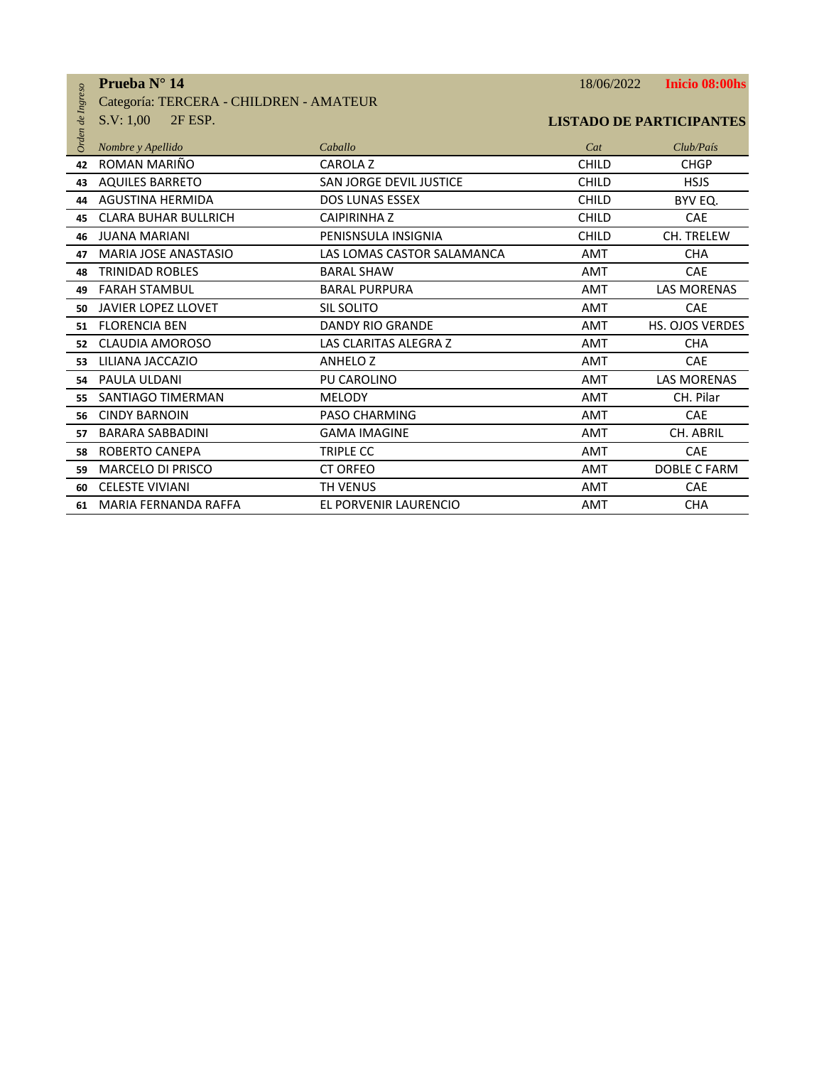**Prueba N° 14** 18/06/2022 **Inicio 08:00hs**

Categoría: TERCERA - CHILDREN - AMATEUR

S.V: 1,00 2F ESP.

**LISTADO DE PARTICIPANTES**

| *Orden de Ingreso* | *Nombre y Apellido* | *Caballo* | *Cat* | *Club/País* |
|---|---|---|---|---|
| 42 | ROMAN MARIÑO | CAROLA Z | CHILD | CHGP |
| 43 | AQUILES BARRETO | SAN JORGE DEVIL JUSTICE | CHILD | HSJS |
| 44 | AGUSTINA HERMIDA | DOS LUNAS ESSEX | CHILD | BYV EQ. |
| 45 | CLARA BUHAR BULLRICH | CAIPIRINHA Z | CHILD | CAE |
| 46 | JUANA MARIANI | PENISNSULA INSIGNIA | CHILD | CH. TRELEW |
| 47 | MARIA JOSE ANASTASIO | LAS LOMAS CASTOR SALAMANCA | AMT | CHA |
| 48 | TRINIDAD ROBLES | BARAL SHAW | AMT | CAE |
| 49 | FARAH STAMBUL | BARAL PURPURA | AMT | LAS MORENAS |
| 50 | JAVIER LOPEZ LLOVET | SIL SOLITO | AMT | CAE |
| 51 | FLORENCIA BEN | DANDY RIO GRANDE | AMT | HS. OJOS VERDES |
| 52 | CLAUDIA AMOROSO | LAS CLARITAS ALEGRA Z | AMT | CHA |
| 53 | LILIANA JACCAZIO | ANHELO Z | AMT | CAE |
| 54 | PAULA ULDANI | PU CAROLINO | AMT | LAS MORENAS |
| 55 | SANTIAGO TIMERMAN | MELODY | AMT | CH. Pilar |
| 56 | CINDY BARNOIN | PASO CHARMING | AMT | CAE |
| 57 | BARARA SABBADINI | GAMA IMAGINE | AMT | CH. ABRIL |
| 58 | ROBERTO CANEPA | TRIPLE CC | AMT | CAE |
| 59 | MARCELO DI PRISCO | CT ORFEO | AMT | DOBLE C FARM |
| 60 | CELESTE VIVIANI | TH VENUS | AMT | CAE |
| 61 | MARIA FERNANDA RAFFA | EL PORVENIR LAURENCIO | AMT | CHA |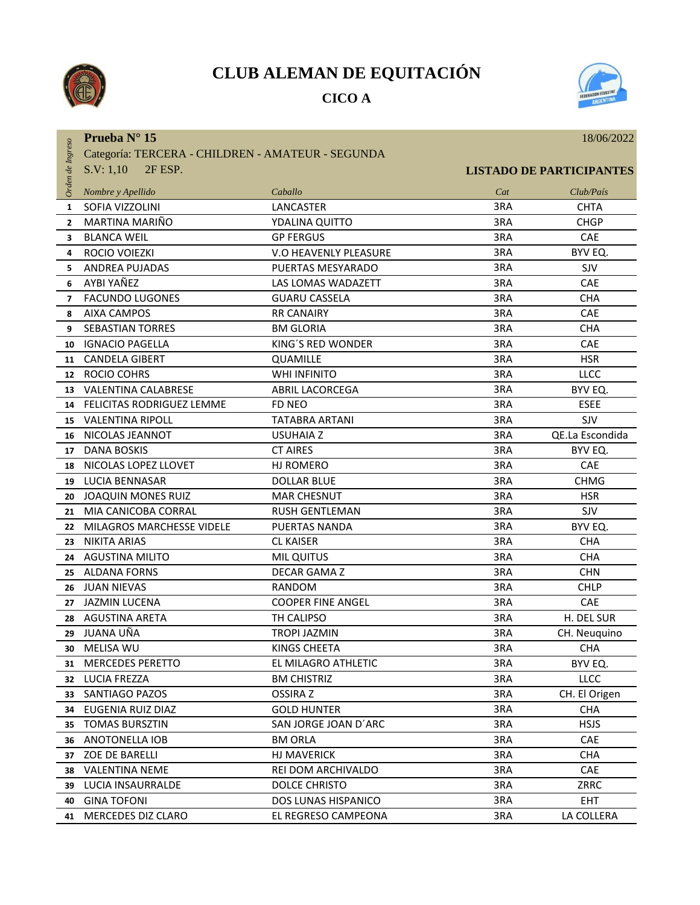# CLUB ALEMAN DE EQUITACIÓN

## CICO A

**Prueba N° 15** 18/06/2022

Categoría: TERCERA - CHILDREN - AMATEUR - SEGUNDA

S.V: 1,10 2F ESP.

**LISTADO DE PARTICIPANTES**

| *Orden de Ingreso* | *Nombre y Apellido* | *Caballo* | *Cat* | *Club/País* |
|---|---|---|---|---|
| 1 | SOFIA VIZZOLINI | LANCASTER | 3RA | CHTA |
| 2 | MARTINA MARIÑO | YDALINA QUITTO | 3RA | CHGP |
| 3 | BLANCA WEIL | GP FERGUS | 3RA | CAE |
| 4 | ROCIO VOIEZKI | V.O HEAVENLY PLEASURE | 3RA | BYV EQ. |
| 5 | ANDREA PUJADAS | PUERTAS MESYARADO | 3RA | SJV |
| 6 | AYBI YAÑEZ | LAS LOMAS WADAZETT | 3RA | CAE |
| 7 | FACUNDO LUGONES | GUARU CASSELA | 3RA | CHA |
| 8 | AIXA CAMPOS | RR CANAIRY | 3RA | CAE |
| 9 | SEBASTIAN TORRES | BM GLORIA | 3RA | CHA |
| 10 | IGNACIO PAGELLA | KING´S RED WONDER | 3RA | CAE |
| 11 | CANDELA GIBERT | QUAMILLE | 3RA | HSR |
| 12 | ROCIO COHRS | WHI INFINITO | 3RA | LLCC |
| 13 | VALENTINA CALABRESE | ABRIL LACORCEGA | 3RA | BYV EQ. |
| 14 | FELICITAS RODRIGUEZ LEMME | FD NEO | 3RA | ESEE |
| 15 | VALENTINA RIPOLL | TATABRA ARTANI | 3RA | SJV |
| 16 | NICOLAS JEANNOT | USUHAIA Z | 3RA | QE.La Escondida |
| 17 | DANA BOSKIS | CT AIRES | 3RA | BYV EQ. |
| 18 | NICOLAS LOPEZ LLOVET | HJ ROMERO | 3RA | CAE |
| 19 | LUCIA BENNASAR | DOLLAR BLUE | 3RA | CHMG |
| 20 | JOAQUIN MONES RUIZ | MAR CHESNUT | 3RA | HSR |
| 21 | MIA CANICOBA CORRAL | RUSH GENTLEMAN | 3RA | SJV |
| 22 | MILAGROS MARCHESE VIDELE | PUERTAS NANDA | 3RA | BYV EQ. |
| 23 | NIKITA ARIAS | CL KAISER | 3RA | CHA |
| 24 | AGUSTINA MILITO | MIL QUITUS | 3RA | CHA |
| 25 | ALDANA FORNS | DECAR GAMA Z | 3RA | CHN |
| 26 | JUAN NIEVAS | RANDOM | 3RA | CHLP |
| 27 | JAZMIN LUCENA | COOPER FINE ANGEL | 3RA | CAE |
| 28 | AGUSTINA ARETA | TH CALIPSO | 3RA | H. DEL SUR |
| 29 | JUANA UÑA | TROPI JAZMIN | 3RA | CH. Neuquino |
| 30 | MELISA WU | KINGS CHEETA | 3RA | CHA |
| 31 | MERCEDES PERETTO | EL MILAGRO ATHLETIC | 3RA | BYV EQ. |
| 32 | LUCIA FREZZA | BM CHISTRIZ | 3RA | LLCC |
| 33 | SANTIAGO PAZOS | OSSIRA Z | 3RA | CH. El Origen |
| 34 | EUGENIA RUIZ DIAZ | GOLD HUNTER | 3RA | CHA |
| 35 | TOMAS BURSZTIN | SAN JORGE JOAN D´ARC | 3RA | HSJS |
| 36 | ANOTONELLA IOB | BM ORLA | 3RA | CAE |
| 37 | ZOE DE BARELLI | HJ MAVERICK | 3RA | CHA |
| 38 | VALENTINA NEME | REI DOM ARCHIVALDO | 3RA | CAE |
| 39 | LUCIA INSAURRALDE | DOLCE CHRISTO | 3RA | ZRRC |
| 40 | GINA TOFONI | DOS LUNAS HISPANICO | 3RA | EHT |
| 41 | MERCEDES DIZ CLARO | EL REGRESO CAMPEONA | 3RA | LA COLLERA |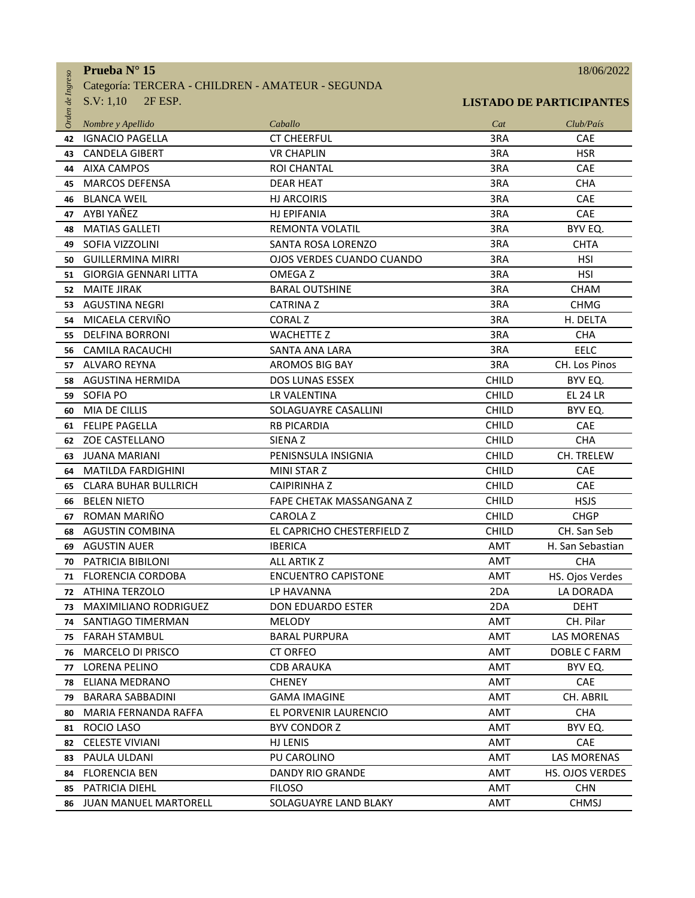**Prueba N° 15** 18/06/2022

Categoría: TERCERA - CHILDREN - AMATEUR - SEGUNDA

S.V: 1,10 2F ESP.

**LISTADO DE PARTICIPANTES**

| *Orden de Ingreso* | *Nombre y Apellido* | *Caballo* | *Cat* | *Club/País* |
|---|---|---|---|---|
| 42 | IGNACIO PAGELLA | CT CHEERFUL | 3RA | CAE |
| 43 | CANDELA GIBERT | VR CHAPLIN | 3RA | HSR |
| 44 | AIXA CAMPOS | ROI CHANTAL | 3RA | CAE |
| 45 | MARCOS DEFENSA | DEAR HEAT | 3RA | CHA |
| 46 | BLANCA WEIL | HJ ARCOIRIS | 3RA | CAE |
| 47 | AYBI YAÑEZ | HJ EPIFANIA | 3RA | CAE |
| 48 | MATIAS GALLETI | REMONTA VOLATIL | 3RA | BYV EQ. |
| 49 | SOFIA VIZZOLINI | SANTA ROSA LORENZO | 3RA | CHTA |
| 50 | GUILLERMINA MIRRI | OJOS VERDES CUANDO CUANDO | 3RA | HSI |
| 51 | GIORGIA GENNARI LITTA | OMEGA Z | 3RA | HSI |
| 52 | MAITE JIRAK | BARAL OUTSHINE | 3RA | CHAM |
| 53 | AGUSTINA NEGRI | CATRINA Z | 3RA | CHMG |
| 54 | MICAELA CERVIÑO | CORAL Z | 3RA | H. DELTA |
| 55 | DELFINA BORRONI | WACHETTE Z | 3RA | CHA |
| 56 | CAMILA RACAUCHI | SANTA ANA LARA | 3RA | EELC |
| 57 | ALVARO REYNA | AROMOS BIG BAY | 3RA | CH. Los Pinos |
| 58 | AGUSTINA HERMIDA | DOS LUNAS ESSEX | CHILD | BYV EQ. |
| 59 | SOFIA PO | LR VALENTINA | CHILD | EL 24 LR |
| 60 | MIA DE CILLIS | SOLAGUAYRE CASALLINI | CHILD | BYV EQ. |
| 61 | FELIPE PAGELLA | RB PICARDIA | CHILD | CAE |
| 62 | ZOE CASTELLANO | SIENA Z | CHILD | CHA |
| 63 | JUANA MARIANI | PENISNSULA INSIGNIA | CHILD | CH. TRELEW |
| 64 | MATILDA FARDIGHINI | MINI STAR Z | CHILD | CAE |
| 65 | CLARA BUHAR BULLRICH | CAIPIRINHA Z | CHILD | CAE |
| 66 | BELEN NIETO | FAPE CHETAK MASSANGANA Z | CHILD | HSJS |
| 67 | ROMAN MARIÑO | CAROLA Z | CHILD | CHGP |
| 68 | AGUSTIN COMBINA | EL CAPRICHO CHESTERFIELD Z | CHILD | CH. San Seb |
| 69 | AGUSTIN AUER | IBERICA | AMT | H. San Sebastian |
| 70 | PATRICIA BIBILONI | ALL ARTIK Z | AMT | CHA |
| 71 | FLORENCIA CORDOBA | ENCUENTRO CAPISTONE | AMT | HS. Ojos Verdes |
| 72 | ATHINA TERZOLO | LP HAVANNA | 2DA | LA DORADA |
| 73 | MAXIMILIANO RODRIGUEZ | DON EDUARDO ESTER | 2DA | DEHT |
| 74 | SANTIAGO TIMERMAN | MELODY | AMT | CH. Pilar |
| 75 | FARAH STAMBUL | BARAL PURPURA | AMT | LAS MORENAS |
| 76 | MARCELO DI PRISCO | CT ORFEO | AMT | DOBLE C FARM |
| 77 | LORENA PELINO | CDB ARAUKA | AMT | BYV EQ. |
| 78 | ELIANA MEDRANO | CHENEY | AMT | CAE |
| 79 | BARARA SABBADINI | GAMA IMAGINE | AMT | CH. ABRIL |
| 80 | MARIA FERNANDA RAFFA | EL PORVENIR LAURENCIO | AMT | CHA |
| 81 | ROCIO LASO | BYV CONDOR Z | AMT | BYV EQ. |
| 82 | CELESTE VIVIANI | HJ LENIS | AMT | CAE |
| 83 | PAULA ULDANI | PU CAROLINO | AMT | LAS MORENAS |
| 84 | FLORENCIA BEN | DANDY RIO GRANDE | AMT | HS. OJOS VERDES |
| 85 | PATRICIA DIEHL | FILOSO | AMT | CHN |
| 86 | JUAN MANUEL MARTORELL | SOLAGUAYRE LAND BLAKY | AMT | CHMSJ |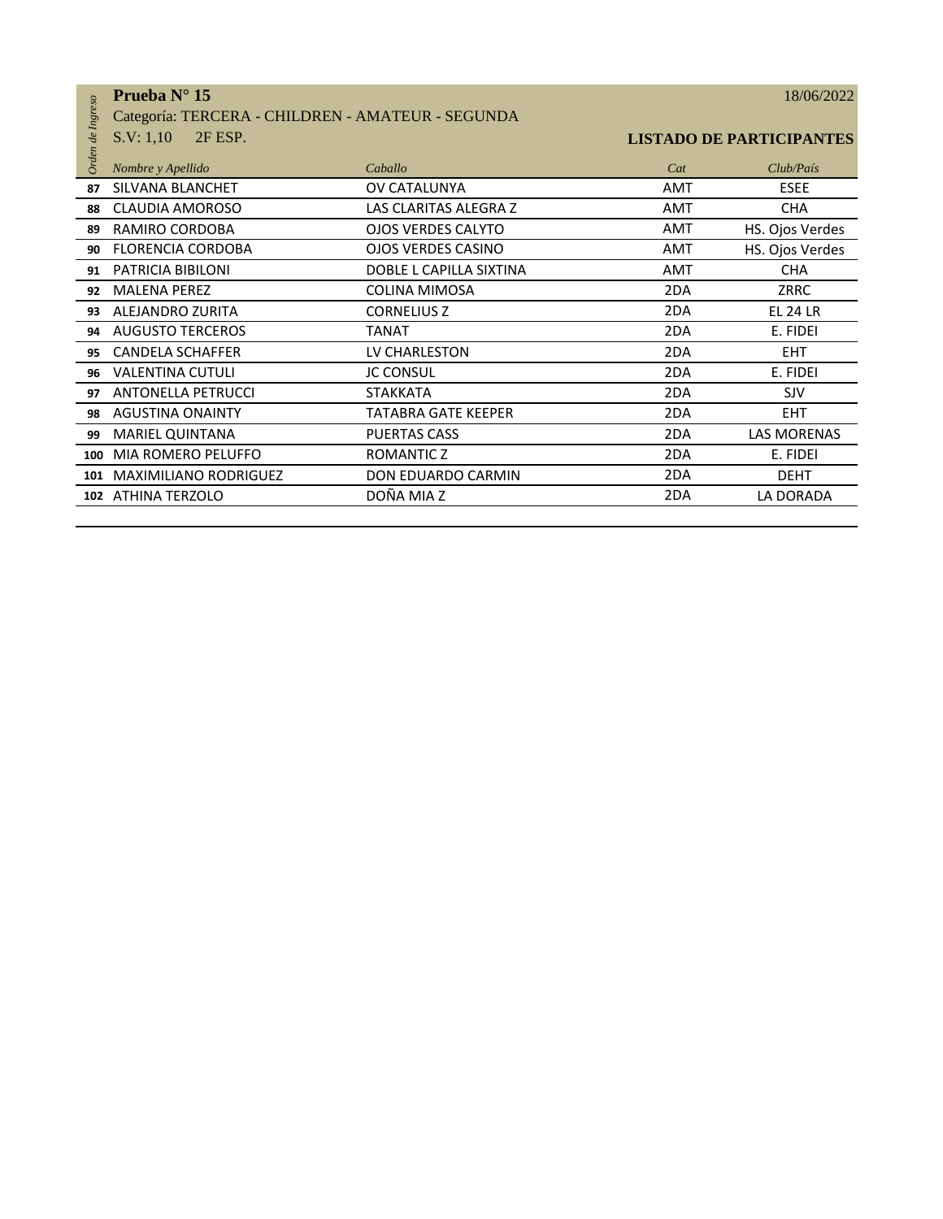**Prueba N° 15** 18/06/2022

Categoría: TERCERA - CHILDREN - AMATEUR - SEGUNDA

S.V: 1,10 2F ESP.

**LISTADO DE PARTICIPANTES**

| *Orden de Ingreso* | *Nombre y Apellido* | *Caballo* | *Cat* | *Club/País* |
|---|---|---|---|---|
| 87 | SILVANA BLANCHET | OV CATALUNYA | AMT | ESEE |
| 88 | CLAUDIA AMOROSO | LAS CLARITAS ALEGRA Z | AMT | CHA |
| 89 | RAMIRO CORDOBA | OJOS VERDES CALYTO | AMT | HS. Ojos Verdes |
| 90 | FLORENCIA CORDOBA | OJOS VERDES CASINO | AMT | HS. Ojos Verdes |
| 91 | PATRICIA BIBILONI | DOBLE L CAPILLA SIXTINA | AMT | CHA |
| 92 | MALENA PEREZ | COLINA MIMOSA | 2DA | ZRRC |
| 93 | ALEJANDRO ZURITA | CORNELIUS Z | 2DA | EL 24 LR |
| 94 | AUGUSTO TERCEROS | TANAT | 2DA | E. FIDEI |
| 95 | CANDELA SCHAFFER | LV CHARLESTON | 2DA | EHT |
| 96 | VALENTINA CUTULI | JC CONSUL | 2DA | E. FIDEI |
| 97 | ANTONELLA PETRUCCI | STAKKATA | 2DA | SJV |
| 98 | AGUSTINA ONAINTY | TATABRA GATE KEEPER | 2DA | EHT |
| 99 | MARIEL QUINTANA | PUERTAS CASS | 2DA | LAS MORENAS |
| 100 | MIA ROMERO PELUFFO | ROMANTIC Z | 2DA | E. FIDEI |
| 101 | MAXIMILIANO RODRIGUEZ | DON EDUARDO CARMIN | 2DA | DEHT |
| 102 | ATHINA TERZOLO | DOÑA MIA Z | 2DA | LA DORADA |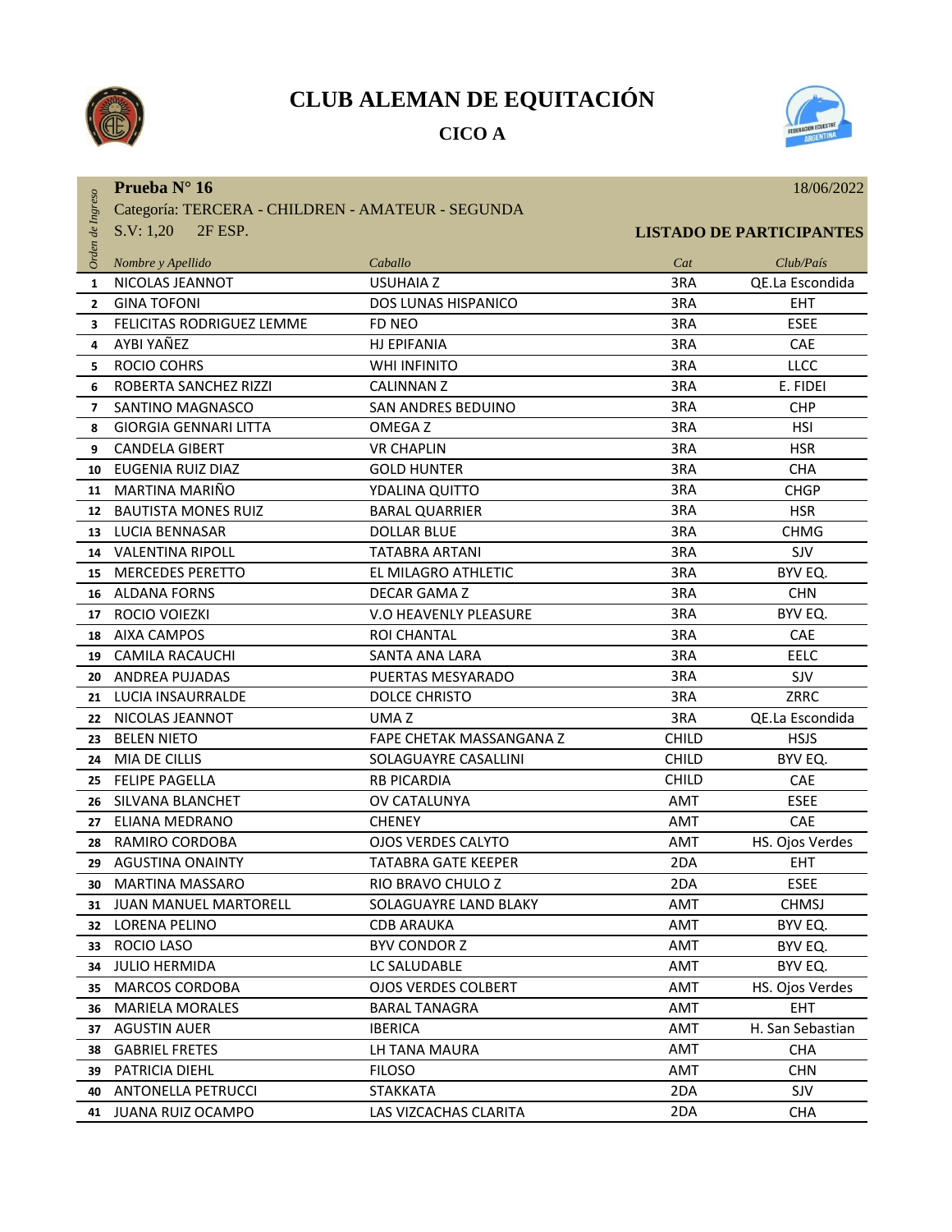# CLUB ALEMAN DE EQUITACIÓN

## CICO A

**Prueba N° 16** — 18/06/2022

Categoría: TERCERA - CHILDREN - AMATEUR - SEGUNDA

S.V: 1,20 2F ESP.

**LISTADO DE PARTICIPANTES**

| *Orden de Ingreso* | *Nombre y Apellido* | *Caballo* | *Cat* | *Club/País* |
|---|---|---|---|---|
| 1 | NICOLAS JEANNOT | USUHAIA Z | 3RA | QE.La Escondida |
| 2 | GINA TOFONI | DOS LUNAS HISPANICO | 3RA | EHT |
| 3 | FELICITAS RODRIGUEZ LEMME | FD NEO | 3RA | ESEE |
| 4 | AYBI YAÑEZ | HJ EPIFANIA | 3RA | CAE |
| 5 | ROCIO COHRS | WHI INFINITO | 3RA | LLCC |
| 6 | ROBERTA SANCHEZ RIZZI | CALINNAN Z | 3RA | E. FIDEI |
| 7 | SANTINO MAGNASCO | SAN ANDRES BEDUINO | 3RA | CHP |
| 8 | GIORGIA GENNARI LITTA | OMEGA Z | 3RA | HSI |
| 9 | CANDELA GIBERT | VR CHAPLIN | 3RA | HSR |
| 10 | EUGENIA RUIZ DIAZ | GOLD HUNTER | 3RA | CHA |
| 11 | MARTINA MARIÑO | YDALINA QUITTO | 3RA | CHGP |
| 12 | BAUTISTA MONES RUIZ | BARAL QUARRIER | 3RA | HSR |
| 13 | LUCIA BENNASAR | DOLLAR BLUE | 3RA | CHMG |
| 14 | VALENTINA RIPOLL | TATABRA ARTANI | 3RA | SJV |
| 15 | MERCEDES PERETTO | EL MILAGRO ATHLETIC | 3RA | BYV EQ. |
| 16 | ALDANA FORNS | DECAR GAMA Z | 3RA | CHN |
| 17 | ROCIO VOIEZKI | V.O HEAVENLY PLEASURE | 3RA | BYV EQ. |
| 18 | AIXA CAMPOS | ROI CHANTAL | 3RA | CAE |
| 19 | CAMILA RACAUCHI | SANTA ANA LARA | 3RA | EELC |
| 20 | ANDREA PUJADAS | PUERTAS MESYARADO | 3RA | SJV |
| 21 | LUCIA INSAURRALDE | DOLCE CHRISTO | 3RA | ZRRC |
| 22 | NICOLAS JEANNOT | UMA Z | 3RA | QE.La Escondida |
| 23 | BELEN NIETO | FAPE CHETAK MASSANGANA Z | CHILD | HSJS |
| 24 | MIA DE CILLIS | SOLAGUAYRE CASALLINI | CHILD | BYV EQ. |
| 25 | FELIPE PAGELLA | RB PICARDIA | CHILD | CAE |
| 26 | SILVANA BLANCHET | OV CATALUNYA | AMT | ESEE |
| 27 | ELIANA MEDRANO | CHENEY | AMT | CAE |
| 28 | RAMIRO CORDOBA | OJOS VERDES CALYTO | AMT | HS. Ojos Verdes |
| 29 | AGUSTINA ONAINTY | TATABRA GATE KEEPER | 2DA | EHT |
| 30 | MARTINA MASSARO | RIO BRAVO CHULO Z | 2DA | ESEE |
| 31 | JUAN MANUEL MARTORELL | SOLAGUAYRE LAND BLAKY | AMT | CHMSJ |
| 32 | LORENA PELINO | CDB ARAUKA | AMT | BYV EQ. |
| 33 | ROCIO LASO | BYV CONDOR Z | AMT | BYV EQ. |
| 34 | JULIO HERMIDA | LC SALUDABLE | AMT | BYV EQ. |
| 35 | MARCOS CORDOBA | OJOS VERDES COLBERT | AMT | HS. Ojos Verdes |
| 36 | MARIELA MORALES | BARAL TANAGRA | AMT | EHT |
| 37 | AGUSTIN AUER | IBERICA | AMT | H. San Sebastian |
| 38 | GABRIEL FRETES | LH TANA MAURA | AMT | CHA |
| 39 | PATRICIA DIEHL | FILOSO | AMT | CHN |
| 40 | ANTONELLA PETRUCCI | STAKKATA | 2DA | SJV |
| 41 | JUANA RUIZ OCAMPO | LAS VIZCACHAS CLARITA | 2DA | CHA |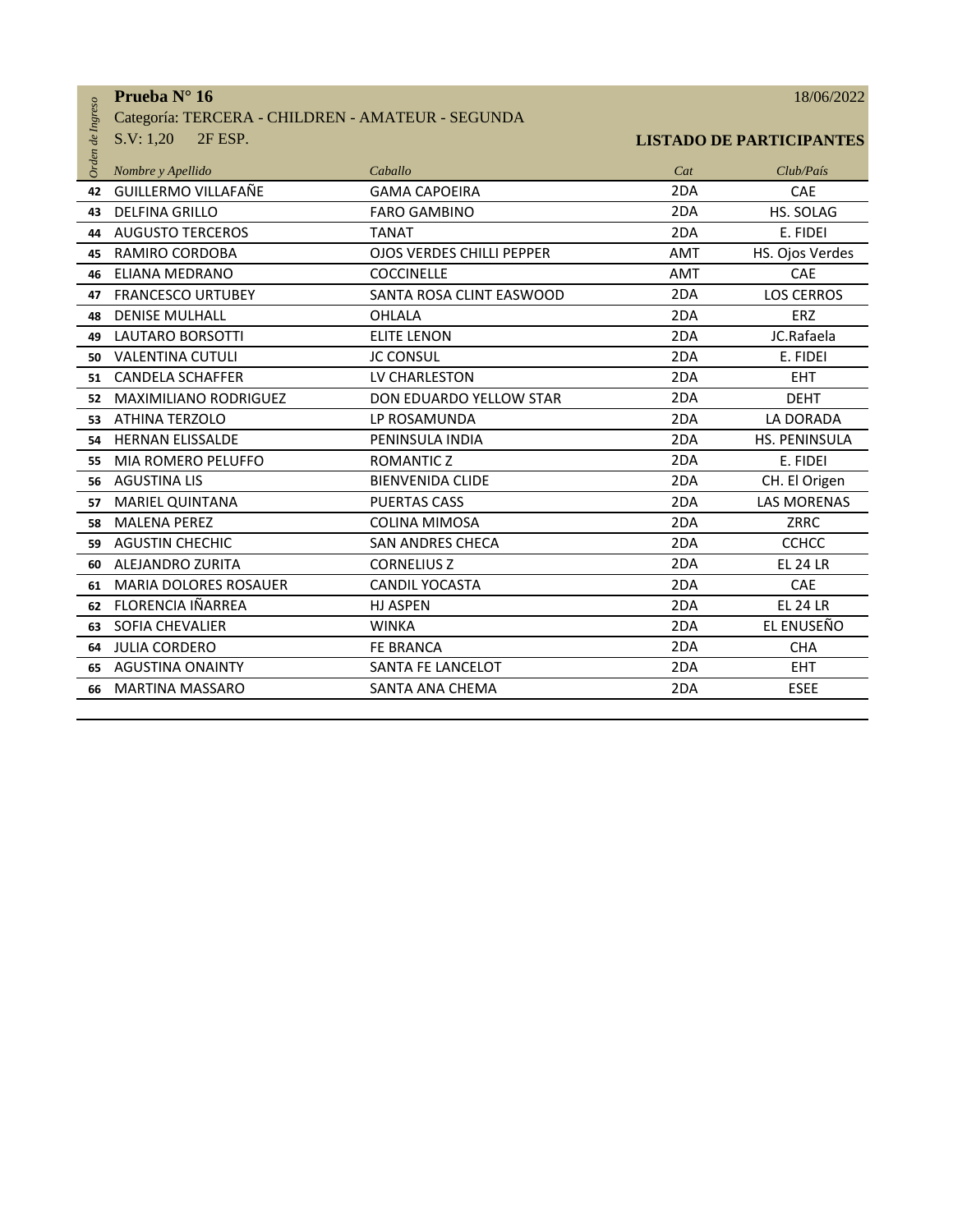**Prueba N° 16**

18/06/2022

Categoría: TERCERA - CHILDREN - AMATEUR - SEGUNDA

S.V: 1,20 2F ESP.

**LISTADO DE PARTICIPANTES**

| *Orden de Ingreso* | *Nombre y Apellido* | *Caballo* | *Cat* | *Club/País* |
|---|---|---|---|---|
| 42 | GUILLERMO VILLAFAÑE | GAMA CAPOEIRA | 2DA | CAE |
| 43 | DELFINA GRILLO | FARO GAMBINO | 2DA | HS. SOLAG |
| 44 | AUGUSTO TERCEROS | TANAT | 2DA | E. FIDEI |
| 45 | RAMIRO CORDOBA | OJOS VERDES CHILLI PEPPER | AMT | HS. Ojos Verdes |
| 46 | ELIANA MEDRANO | COCCINELLE | AMT | CAE |
| 47 | FRANCESCO URTUBEY | SANTA ROSA CLINT EASWOOD | 2DA | LOS CERROS |
| 48 | DENISE MULHALL | OHLALA | 2DA | ERZ |
| 49 | LAUTARO BORSOTTI | ELITE LENON | 2DA | JC.Rafaela |
| 50 | VALENTINA CUTULI | JC CONSUL | 2DA | E. FIDEI |
| 51 | CANDELA SCHAFFER | LV CHARLESTON | 2DA | EHT |
| 52 | MAXIMILIANO RODRIGUEZ | DON EDUARDO YELLOW STAR | 2DA | DEHT |
| 53 | ATHINA TERZOLO | LP ROSAMUNDA | 2DA | LA DORADA |
| 54 | HERNAN ELISSALDE | PENINSULA INDIA | 2DA | HS. PENINSULA |
| 55 | MIA ROMERO PELUFFO | ROMANTIC Z | 2DA | E. FIDEI |
| 56 | AGUSTINA LIS | BIENVENIDA CLIDE | 2DA | CH. El Origen |
| 57 | MARIEL QUINTANA | PUERTAS CASS | 2DA | LAS MORENAS |
| 58 | MALENA PEREZ | COLINA MIMOSA | 2DA | ZRRC |
| 59 | AGUSTIN CHECHIC | SAN ANDRES CHECA | 2DA | CCHCC |
| 60 | ALEJANDRO ZURITA | CORNELIUS Z | 2DA | EL 24 LR |
| 61 | MARIA DOLORES ROSAUER | CANDIL YOCASTA | 2DA | CAE |
| 62 | FLORENCIA IÑARREA | HJ ASPEN | 2DA | EL 24 LR |
| 63 | SOFIA CHEVALIER | WINKA | 2DA | EL ENUSEÑO |
| 64 | JULIA CORDERO | FE BRANCA | 2DA | CHA |
| 65 | AGUSTINA ONAINTY | SANTA FE LANCELOT | 2DA | EHT |
| 66 | MARTINA MASSARO | SANTA ANA CHEMA | 2DA | ESEE |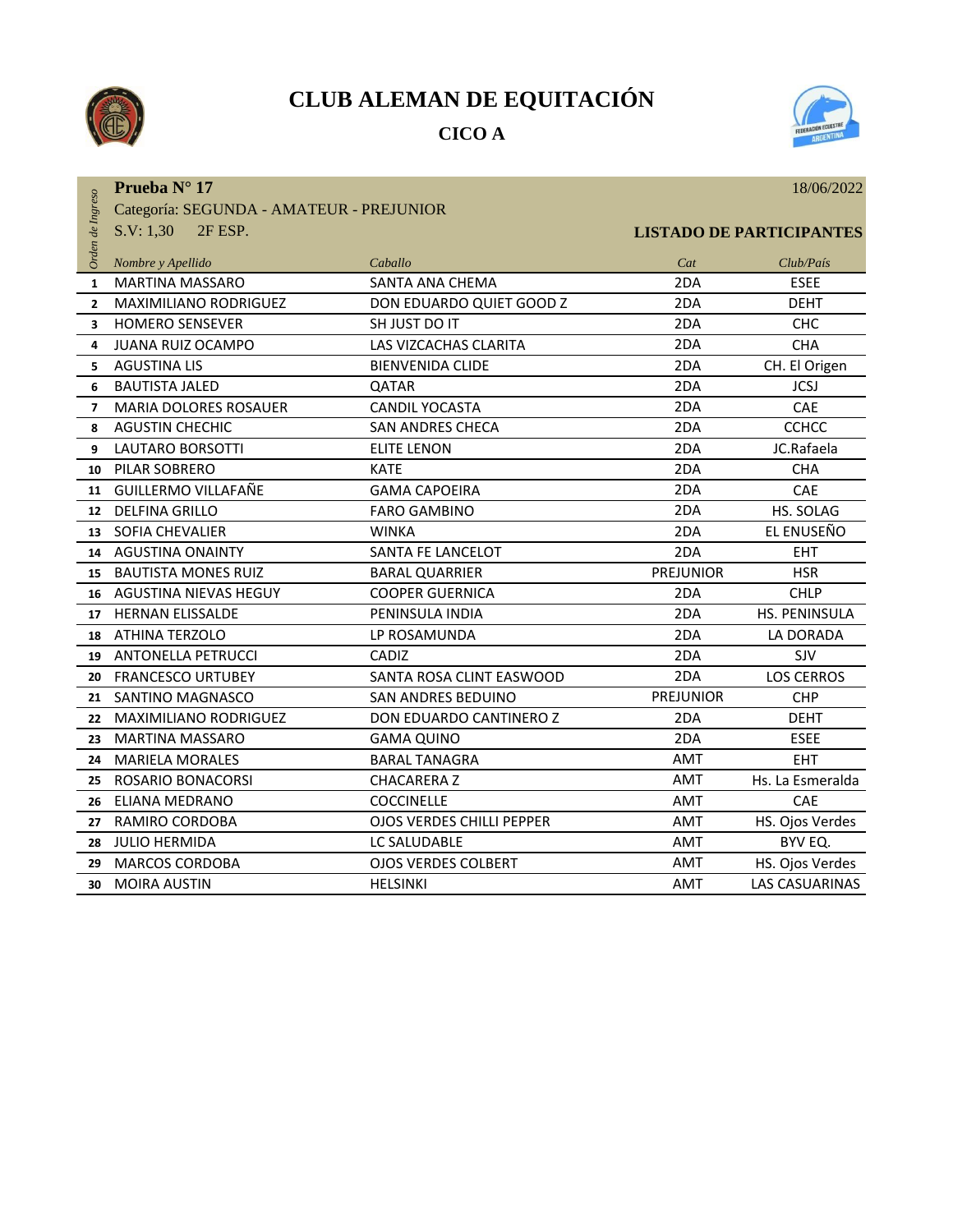# CLUB ALEMAN DE EQUITACIÓN

## CICO A

**Prueba N° 17**

18/06/2022

Categoría: SEGUNDA - AMATEUR - PREJUNIOR

S.V: 1,30 2F ESP.

**LISTADO DE PARTICIPANTES**

| *Orden de Ingreso* | *Nombre y Apellido* | *Caballo* | *Cat* | *Club/País* |
|---|---|---|---|---|
| 1 | MARTINA MASSARO | SANTA ANA CHEMA | 2DA | ESEE |
| 2 | MAXIMILIANO RODRIGUEZ | DON EDUARDO QUIET GOOD Z | 2DA | DEHT |
| 3 | HOMERO SENSEVER | SH JUST DO IT | 2DA | CHC |
| 4 | JUANA RUIZ OCAMPO | LAS VIZCACHAS CLARITA | 2DA | CHA |
| 5 | AGUSTINA LIS | BIENVENIDA CLIDE | 2DA | CH. El Origen |
| 6 | BAUTISTA JALED | QATAR | 2DA | JCSJ |
| 7 | MARIA DOLORES ROSAUER | CANDIL YOCASTA | 2DA | CAE |
| 8 | AGUSTIN CHECHIC | SAN ANDRES CHECA | 2DA | CCHCC |
| 9 | LAUTARO BORSOTTI | ELITE LENON | 2DA | JC.Rafaela |
| 10 | PILAR SOBRERO | KATE | 2DA | CHA |
| 11 | GUILLERMO VILLAFAÑE | GAMA CAPOEIRA | 2DA | CAE |
| 12 | DELFINA GRILLO | FARO GAMBINO | 2DA | HS. SOLAG |
| 13 | SOFIA CHEVALIER | WINKA | 2DA | EL ENUSEÑO |
| 14 | AGUSTINA ONAINTY | SANTA FE LANCELOT | 2DA | EHT |
| 15 | BAUTISTA MONES RUIZ | BARAL QUARRIER | PREJUNIOR | HSR |
| 16 | AGUSTINA NIEVAS HEGUY | COOPER GUERNICA | 2DA | CHLP |
| 17 | HERNAN ELISSALDE | PENINSULA INDIA | 2DA | HS. PENINSULA |
| 18 | ATHINA TERZOLO | LP ROSAMUNDA | 2DA | LA DORADA |
| 19 | ANTONELLA PETRUCCI | CADIZ | 2DA | SJV |
| 20 | FRANCESCO URTUBEY | SANTA ROSA CLINT EASWOOD | 2DA | LOS CERROS |
| 21 | SANTINO MAGNASCO | SAN ANDRES BEDUINO | PREJUNIOR | CHP |
| 22 | MAXIMILIANO RODRIGUEZ | DON EDUARDO CANTINERO Z | 2DA | DEHT |
| 23 | MARTINA MASSARO | GAMA QUINO | 2DA | ESEE |
| 24 | MARIELA MORALES | BARAL TANAGRA | AMT | EHT |
| 25 | ROSARIO BONACORSI | CHACARERA Z | AMT | Hs. La Esmeralda |
| 26 | ELIANA MEDRANO | COCCINELLE | AMT | CAE |
| 27 | RAMIRO CORDOBA | OJOS VERDES CHILLI PEPPER | AMT | HS. Ojos Verdes |
| 28 | JULIO HERMIDA | LC SALUDABLE | AMT | BYV EQ. |
| 29 | MARCOS CORDOBA | OJOS VERDES COLBERT | AMT | HS. Ojos Verdes |
| 30 | MOIRA AUSTIN | HELSINKI | AMT | LAS CASUARINAS |